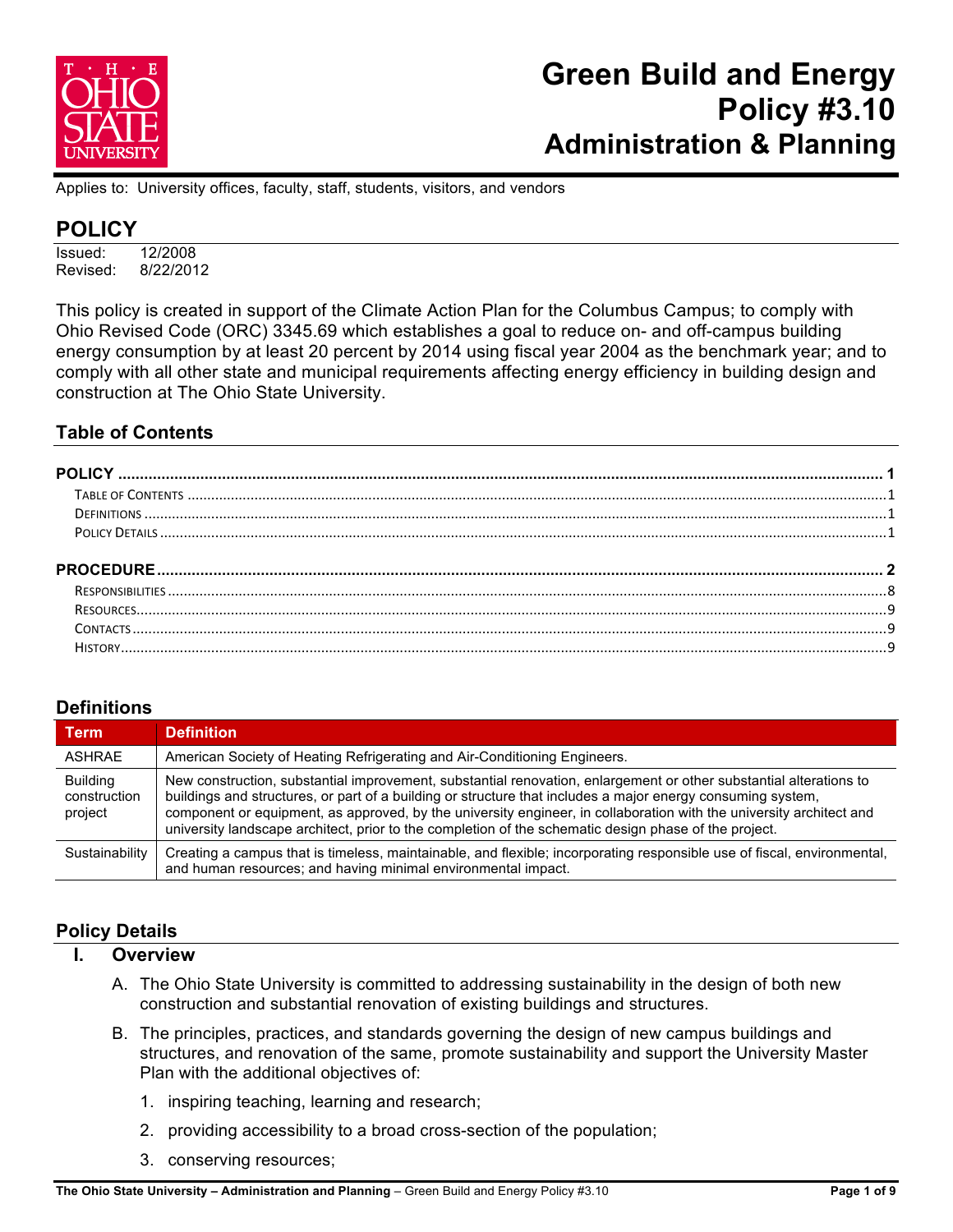# Green Build and Energy Policy #3.10

## Administration & Planning

Applies to: University offices, faculty, staff, students, visitors, and vendors

## POLICY

Issued: 12/2008
Revised: 8/22/2012

This policy is created in support of the Climate Action Plan for the Columbus Campus; to comply with Ohio Revised Code (ORC) 3345.69 which establishes a goal to reduce on- and off-campus building energy consumption by at least 20 percent by 2014 using fiscal year 2004 as the benchmark year; and to comply with all other state and municipal requirements affecting energy efficiency in building design and construction at The Ohio State University.

### Table of Contents

**POLICY** ..... 1
- Table of Contents ..... 1
- Definitions ..... 1
- Policy Details ..... 1

**PROCEDURE** ..... 2
- Responsibilities ..... 8
- Resources ..... 9
- Contacts ..... 9
- History ..... 9

### Definitions

| Term | Definition |
| --- | --- |
| ASHRAE | American Society of Heating Refrigerating and Air-Conditioning Engineers. |
| Building construction project | New construction, substantial improvement, substantial renovation, enlargement or other substantial alterations to buildings and structures, or part of a building or structure that includes a major energy consuming system, component or equipment, as approved, by the university engineer, in collaboration with the university architect and university landscape architect, prior to the completion of the schematic design phase of the project. |
| Sustainability | Creating a campus that is timeless, maintainable, and flexible; incorporating responsible use of fiscal, environmental, and human resources; and having minimal environmental impact. |

### Policy Details

#### I. Overview

A. The Ohio State University is committed to addressing sustainability in the design of both new construction and substantial renovation of existing buildings and structures.

B. The principles, practices, and standards governing the design of new campus buildings and structures, and renovation of the same, promote sustainability and support the University Master Plan with the additional objectives of:

1. inspiring teaching, learning and research;
2. providing accessibility to a broad cross-section of the population;
3. conserving resources;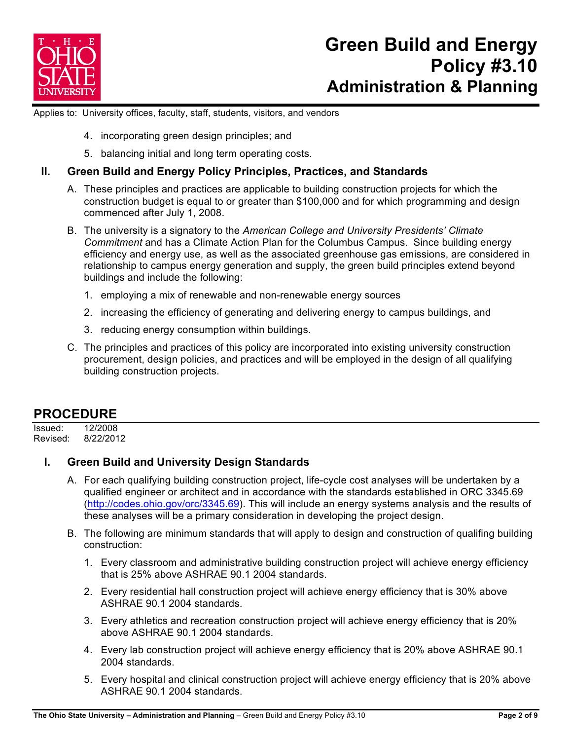4. incorporating green design principles; and
5. balancing initial and long term operating costs.

## II. Green Build and Energy Policy Principles, Practices, and Standards

A. These principles and practices are applicable to building construction projects for which the construction budget is equal to or greater than $100,000 and for which programming and design commenced after July 1, 2008.

B. The university is a signatory to the *American College and University Presidents' Climate Commitment* and has a Climate Action Plan for the Columbus Campus. Since building energy efficiency and energy use, as well as the associated greenhouse gas emissions, are considered in relationship to campus energy generation and supply, the green build principles extend beyond buildings and include the following:

1. employing a mix of renewable and non-renewable energy sources
2. increasing the efficiency of generating and delivering energy to campus buildings, and
3. reducing energy consumption within buildings.

C. The principles and practices of this policy are incorporated into existing university construction procurement, design policies, and practices and will be employed in the design of all qualifying building construction projects.

# PROCEDURE

Issued: 12/2008
Revised: 8/22/2012

## I. Green Build and University Design Standards

A. For each qualifying building construction project, life-cycle cost analyses will be undertaken by a qualified engineer or architect and in accordance with the standards established in ORC 3345.69 (http://codes.ohio.gov/orc/3345.69). This will include an energy systems analysis and the results of these analyses will be a primary consideration in developing the project design.

B. The following are minimum standards that will apply to design and construction of qualifing building construction:

1. Every classroom and administrative building construction project will achieve energy efficiency that is 25% above ASHRAE 90.1 2004 standards.
2. Every residential hall construction project will achieve energy efficiency that is 30% above ASHRAE 90.1 2004 standards.
3. Every athletics and recreation construction project will achieve energy efficiency that is 20% above ASHRAE 90.1 2004 standards.
4. Every lab construction project will achieve energy efficiency that is 20% above ASHRAE 90.1 2004 standards.
5. Every hospital and clinical construction project will achieve energy efficiency that is 20% above ASHRAE 90.1 2004 standards.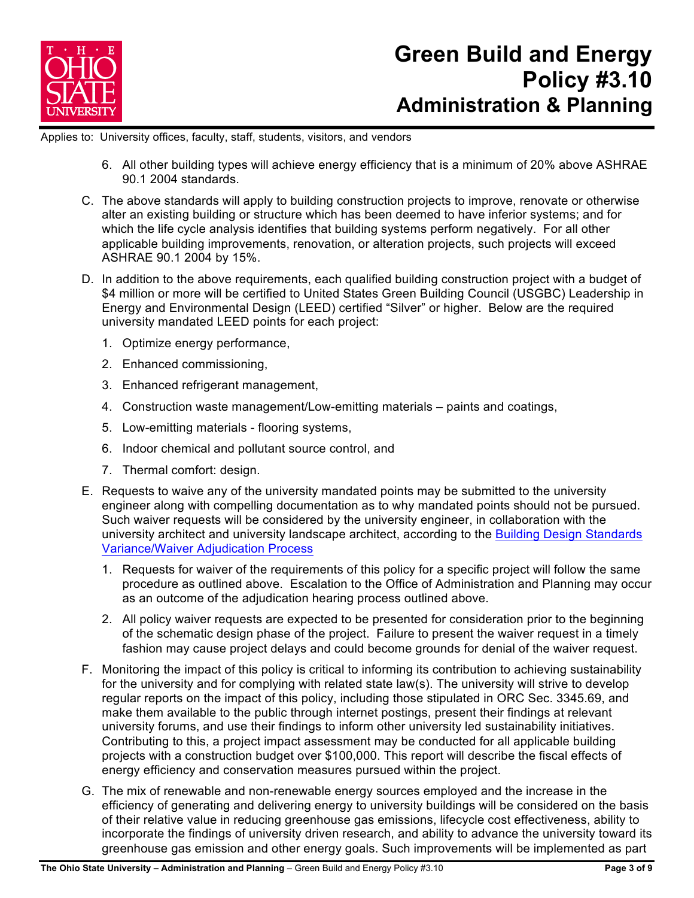6. All other building types will achieve energy efficiency that is a minimum of 20% above ASHRAE 90.1 2004 standards.

C. The above standards will apply to building construction projects to improve, renovate or otherwise alter an existing building or structure which has been deemed to have inferior systems; and for which the life cycle analysis identifies that building systems perform negatively. For all other applicable building improvements, renovation, or alteration projects, such projects will exceed ASHRAE 90.1 2004 by 15%.

D. In addition to the above requirements, each qualified building construction project with a budget of $4 million or more will be certified to United States Green Building Council (USGBC) Leadership in Energy and Environmental Design (LEED) certified "Silver" or higher. Below are the required university mandated LEED points for each project:

   1. Optimize energy performance,
   2. Enhanced commissioning,
   3. Enhanced refrigerant management,
   4. Construction waste management/Low-emitting materials – paints and coatings,
   5. Low-emitting materials - flooring systems,
   6. Indoor chemical and pollutant source control, and
   7. Thermal comfort: design.

E. Requests to waive any of the university mandated points may be submitted to the university engineer along with compelling documentation as to why mandated points should not be pursued. Such waiver requests will be considered by the university engineer, in collaboration with the university architect and university landscape architect, according to the Building Design Standards Variance/Waiver Adjudication Process

   1. Requests for waiver of the requirements of this policy for a specific project will follow the same procedure as outlined above. Escalation to the Office of Administration and Planning may occur as an outcome of the adjudication hearing process outlined above.
   2. All policy waiver requests are expected to be presented for consideration prior to the beginning of the schematic design phase of the project. Failure to present the waiver request in a timely fashion may cause project delays and could become grounds for denial of the waiver request.

F. Monitoring the impact of this policy is critical to informing its contribution to achieving sustainability for the university and for complying with related state law(s). The university will strive to develop regular reports on the impact of this policy, including those stipulated in ORC Sec. 3345.69, and make them available to the public through internet postings, present their findings at relevant university forums, and use their findings to inform other university led sustainability initiatives. Contributing to this, a project impact assessment may be conducted for all applicable building projects with a construction budget over $100,000. This report will describe the fiscal effects of energy efficiency and conservation measures pursued within the project.

G. The mix of renewable and non-renewable energy sources employed and the increase in the efficiency of generating and delivering energy to university buildings will be considered on the basis of their relative value in reducing greenhouse gas emissions, lifecycle cost effectiveness, ability to incorporate the findings of university driven research, and ability to advance the university toward its greenhouse gas emission and other energy goals. Such improvements will be implemented as part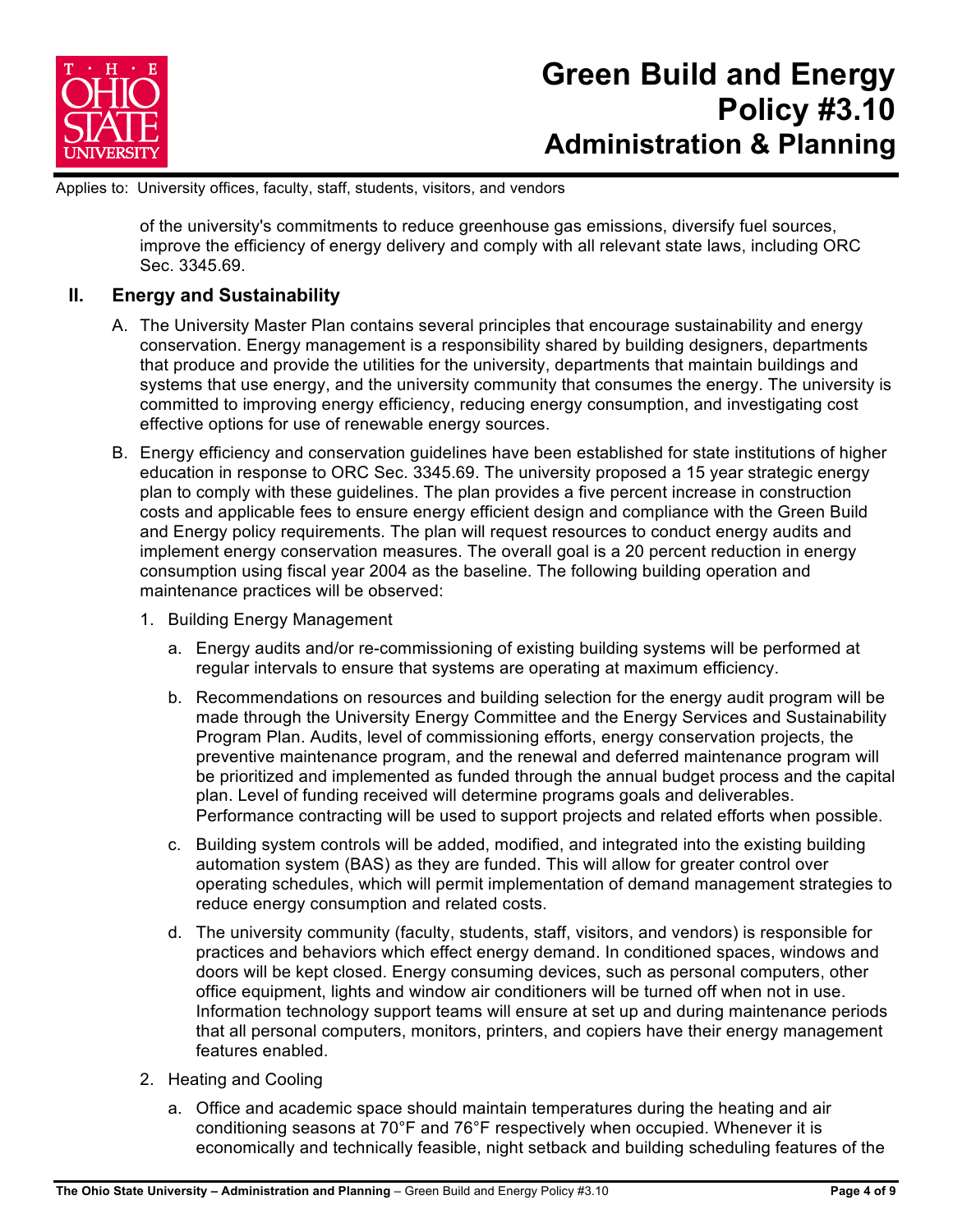of the university's commitments to reduce greenhouse gas emissions, diversify fuel sources, improve the efficiency of energy delivery and comply with all relevant state laws, including ORC Sec. 3345.69.

## II. Energy and Sustainability

A. The University Master Plan contains several principles that encourage sustainability and energy conservation. Energy management is a responsibility shared by building designers, departments that produce and provide the utilities for the university, departments that maintain buildings and systems that use energy, and the university community that consumes the energy. The university is committed to improving energy efficiency, reducing energy consumption, and investigating cost effective options for use of renewable energy sources.

B. Energy efficiency and conservation guidelines have been established for state institutions of higher education in response to ORC Sec. 3345.69. The university proposed a 15 year strategic energy plan to comply with these guidelines. The plan provides a five percent increase in construction costs and applicable fees to ensure energy efficient design and compliance with the Green Build and Energy policy requirements. The plan will request resources to conduct energy audits and implement energy conservation measures. The overall goal is a 20 percent reduction in energy consumption using fiscal year 2004 as the baseline. The following building operation and maintenance practices will be observed:

1. Building Energy Management

   a. Energy audits and/or re-commissioning of existing building systems will be performed at regular intervals to ensure that systems are operating at maximum efficiency.

   b. Recommendations on resources and building selection for the energy audit program will be made through the University Energy Committee and the Energy Services and Sustainability Program Plan. Audits, level of commissioning efforts, energy conservation projects, the preventive maintenance program, and the renewal and deferred maintenance program will be prioritized and implemented as funded through the annual budget process and the capital plan. Level of funding received will determine programs goals and deliverables. Performance contracting will be used to support projects and related efforts when possible.

   c. Building system controls will be added, modified, and integrated into the existing building automation system (BAS) as they are funded. This will allow for greater control over operating schedules, which will permit implementation of demand management strategies to reduce energy consumption and related costs.

   d. The university community (faculty, students, staff, visitors, and vendors) is responsible for practices and behaviors which effect energy demand. In conditioned spaces, windows and doors will be kept closed. Energy consuming devices, such as personal computers, other office equipment, lights and window air conditioners will be turned off when not in use. Information technology support teams will ensure at set up and during maintenance periods that all personal computers, monitors, printers, and copiers have their energy management features enabled.

2. Heating and Cooling

   a. Office and academic space should maintain temperatures during the heating and air conditioning seasons at 70°F and 76°F respectively when occupied. Whenever it is economically and technically feasible, night setback and building scheduling features of the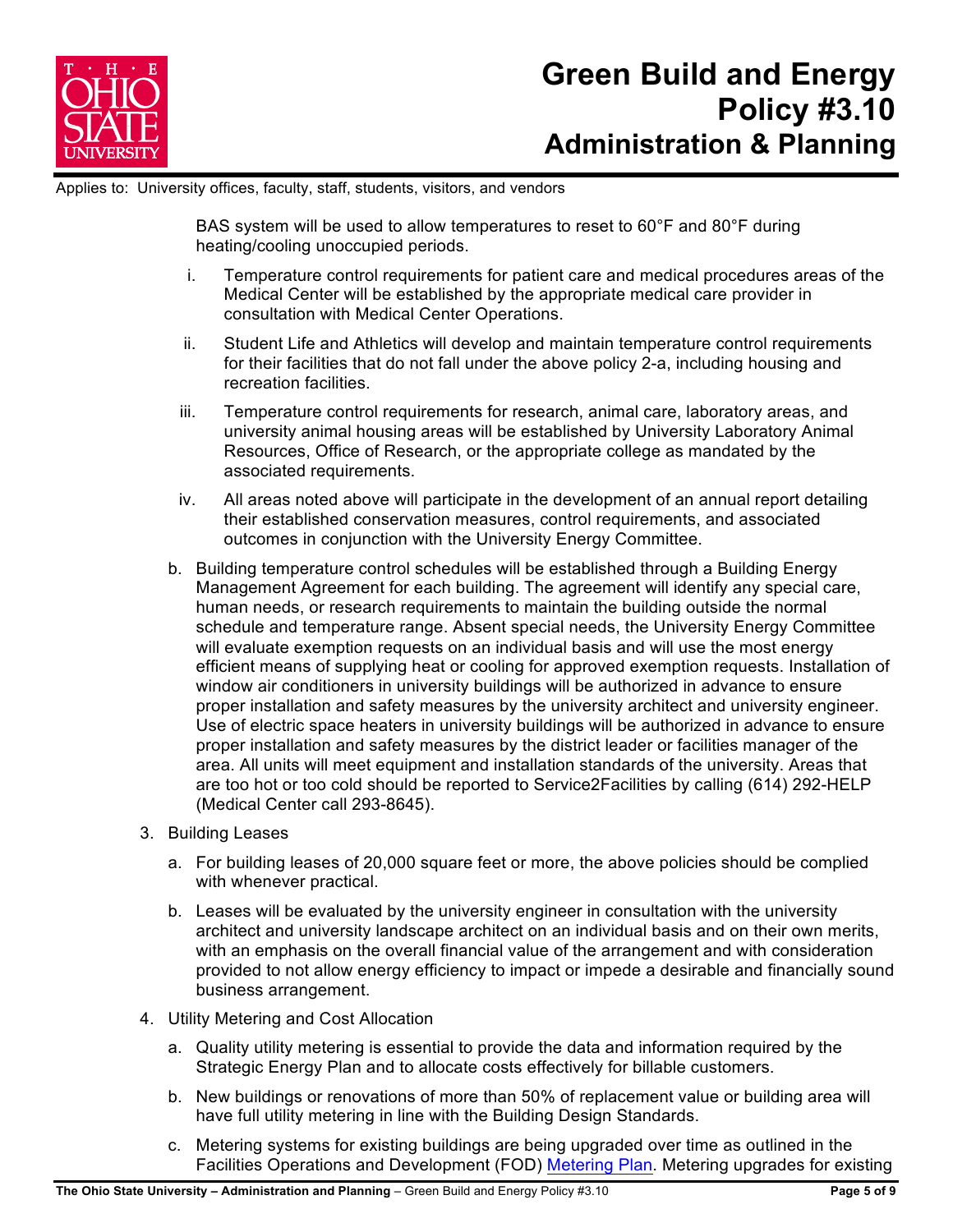BAS system will be used to allow temperatures to reset to 60°F and 80°F during heating/cooling unoccupied periods.

   i. Temperature control requirements for patient care and medical procedures areas of the Medical Center will be established by the appropriate medical care provider in consultation with Medical Center Operations.

   ii. Student Life and Athletics will develop and maintain temperature control requirements for their facilities that do not fall under the above policy 2-a, including housing and recreation facilities.

   iii. Temperature control requirements for research, animal care, laboratory areas, and university animal housing areas will be established by University Laboratory Animal Resources, Office of Research, or the appropriate college as mandated by the associated requirements.

   iv. All areas noted above will participate in the development of an annual report detailing their established conservation measures, control requirements, and associated outcomes in conjunction with the University Energy Committee.

b. Building temperature control schedules will be established through a Building Energy Management Agreement for each building. The agreement will identify any special care, human needs, or research requirements to maintain the building outside the normal schedule and temperature range. Absent special needs, the University Energy Committee will evaluate exemption requests on an individual basis and will use the most energy efficient means of supplying heat or cooling for approved exemption requests. Installation of window air conditioners in university buildings will be authorized in advance to ensure proper installation and safety measures by the university architect and university engineer. Use of electric space heaters in university buildings will be authorized in advance to ensure proper installation and safety measures by the district leader or facilities manager of the area. All units will meet equipment and installation standards of the university. Areas that are too hot or too cold should be reported to Service2Facilities by calling (614) 292-HELP (Medical Center call 293-8645).

3. Building Leases

   a. For building leases of 20,000 square feet or more, the above policies should be complied with whenever practical.

   b. Leases will be evaluated by the university engineer in consultation with the university architect and university landscape architect on an individual basis and on their own merits, with an emphasis on the overall financial value of the arrangement and with consideration provided to not allow energy efficiency to impact or impede a desirable and financially sound business arrangement.

4. Utility Metering and Cost Allocation

   a. Quality utility metering is essential to provide the data and information required by the Strategic Energy Plan and to allocate costs effectively for billable customers.

   b. New buildings or renovations of more than 50% of replacement value or building area will have full utility metering in line with the Building Design Standards.

   c. Metering systems for existing buildings are being upgraded over time as outlined in the Facilities Operations and Development (FOD) Metering Plan. Metering upgrades for existing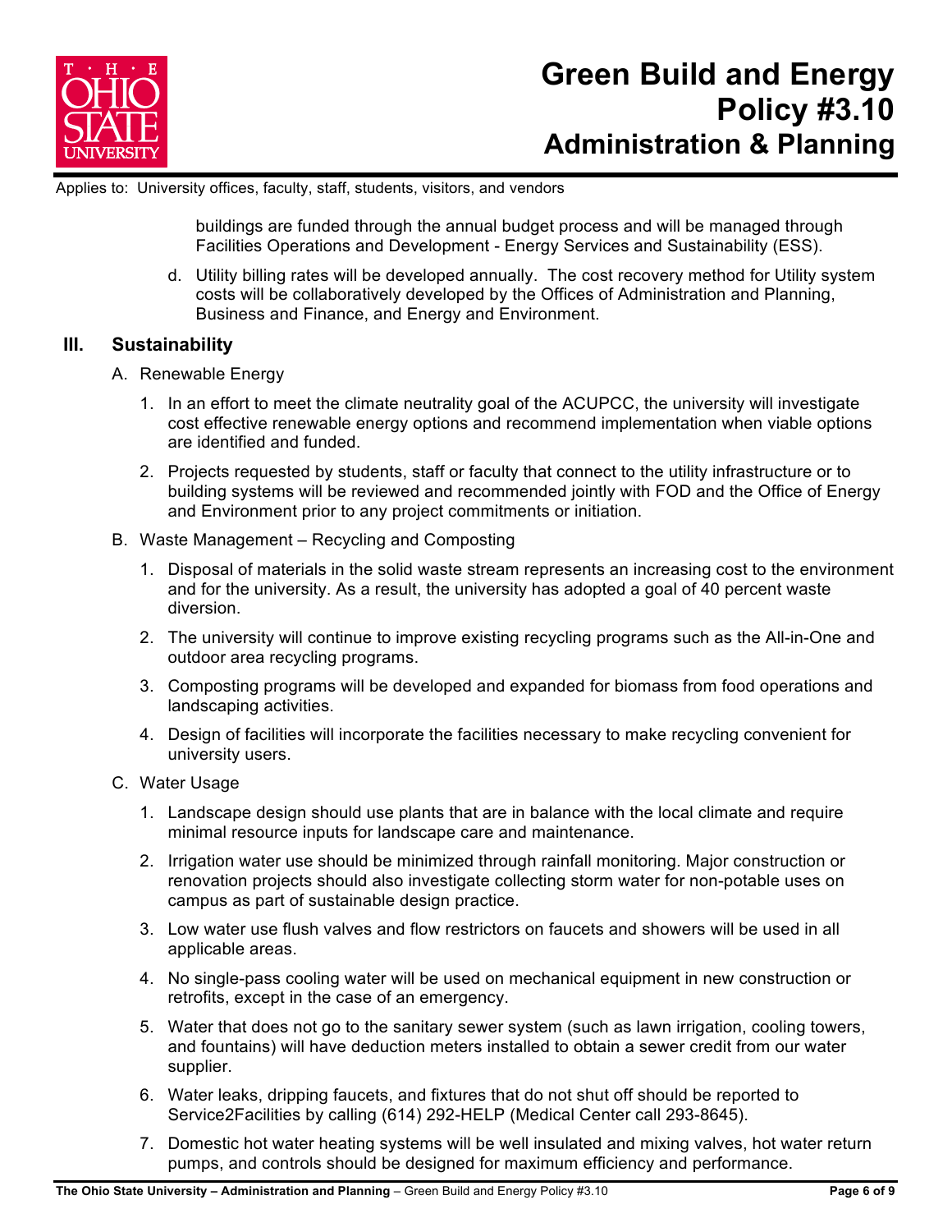buildings are funded through the annual budget process and will be managed through Facilities Operations and Development - Energy Services and Sustainability (ESS).

d. Utility billing rates will be developed annually. The cost recovery method for Utility system costs will be collaboratively developed by the Offices of Administration and Planning, Business and Finance, and Energy and Environment.

## III. Sustainability

A. Renewable Energy

1. In an effort to meet the climate neutrality goal of the ACUPCC, the university will investigate cost effective renewable energy options and recommend implementation when viable options are identified and funded.
2. Projects requested by students, staff or faculty that connect to the utility infrastructure or to building systems will be reviewed and recommended jointly with FOD and the Office of Energy and Environment prior to any project commitments or initiation.

B. Waste Management – Recycling and Composting

1. Disposal of materials in the solid waste stream represents an increasing cost to the environment and for the university. As a result, the university has adopted a goal of 40 percent waste diversion.
2. The university will continue to improve existing recycling programs such as the All-in-One and outdoor area recycling programs.
3. Composting programs will be developed and expanded for biomass from food operations and landscaping activities.
4. Design of facilities will incorporate the facilities necessary to make recycling convenient for university users.

C. Water Usage

1. Landscape design should use plants that are in balance with the local climate and require minimal resource inputs for landscape care and maintenance.
2. Irrigation water use should be minimized through rainfall monitoring. Major construction or renovation projects should also investigate collecting storm water for non-potable uses on campus as part of sustainable design practice.
3. Low water use flush valves and flow restrictors on faucets and showers will be used in all applicable areas.
4. No single-pass cooling water will be used on mechanical equipment in new construction or retrofits, except in the case of an emergency.
5. Water that does not go to the sanitary sewer system (such as lawn irrigation, cooling towers, and fountains) will have deduction meters installed to obtain a sewer credit from our water supplier.
6. Water leaks, dripping faucets, and fixtures that do not shut off should be reported to Service2Facilities by calling (614) 292-HELP (Medical Center call 293-8645).
7. Domestic hot water heating systems will be well insulated and mixing valves, hot water return pumps, and controls should be designed for maximum efficiency and performance.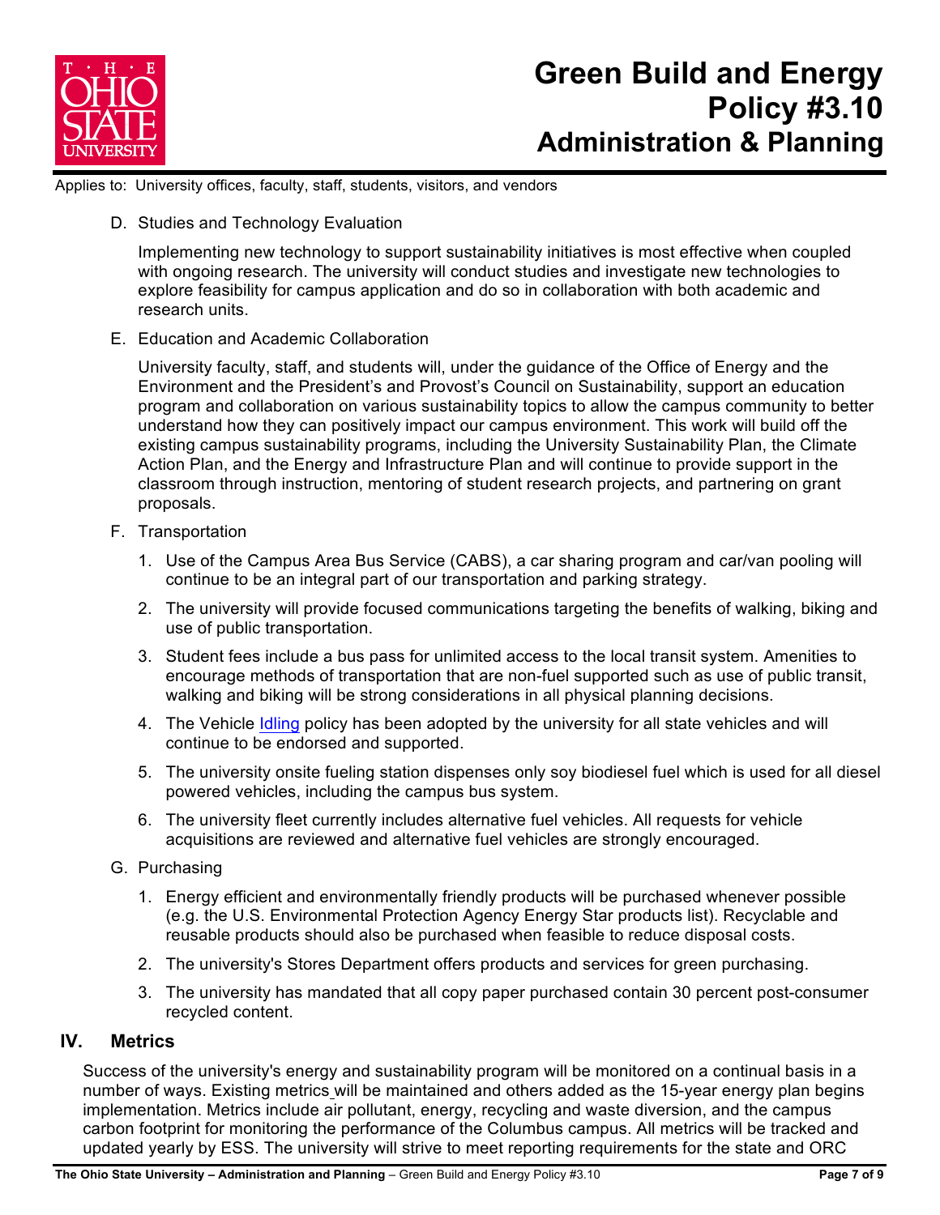D. Studies and Technology Evaluation

   Implementing new technology to support sustainability initiatives is most effective when coupled with ongoing research. The university will conduct studies and investigate new technologies to explore feasibility for campus application and do so in collaboration with both academic and research units.

E. Education and Academic Collaboration

   University faculty, staff, and students will, under the guidance of the Office of Energy and the Environment and the President's and Provost's Council on Sustainability, support an education program and collaboration on various sustainability topics to allow the campus community to better understand how they can positively impact our campus environment. This work will build off the existing campus sustainability programs, including the University Sustainability Plan, the Climate Action Plan, and the Energy and Infrastructure Plan and will continue to provide support in the classroom through instruction, mentoring of student research projects, and partnering on grant proposals.

F. Transportation

   1. Use of the Campus Area Bus Service (CABS), a car sharing program and car/van pooling will continue to be an integral part of our transportation and parking strategy.
   2. The university will provide focused communications targeting the benefits of walking, biking and use of public transportation.
   3. Student fees include a bus pass for unlimited access to the local transit system. Amenities to encourage methods of transportation that are non-fuel supported such as use of public transit, walking and biking will be strong considerations in all physical planning decisions.
   4. The Vehicle Idling policy has been adopted by the university for all state vehicles and will continue to be endorsed and supported.
   5. The university onsite fueling station dispenses only soy biodiesel fuel which is used for all diesel powered vehicles, including the campus bus system.
   6. The university fleet currently includes alternative fuel vehicles. All requests for vehicle acquisitions are reviewed and alternative fuel vehicles are strongly encouraged.

G. Purchasing

   1. Energy efficient and environmentally friendly products will be purchased whenever possible (e.g. the U.S. Environmental Protection Agency Energy Star products list). Recyclable and reusable products should also be purchased when feasible to reduce disposal costs.
   2. The university's Stores Department offers products and services for green purchasing.
   3. The university has mandated that all copy paper purchased contain 30 percent post-consumer recycled content.

## IV. Metrics

Success of the university's energy and sustainability program will be monitored on a continual basis in a number of ways. Existing metrics will be maintained and others added as the 15-year energy plan begins implementation. Metrics include air pollutant, energy, recycling and waste diversion, and the campus carbon footprint for monitoring the performance of the Columbus campus. All metrics will be tracked and updated yearly by ESS. The university will strive to meet reporting requirements for the state and ORC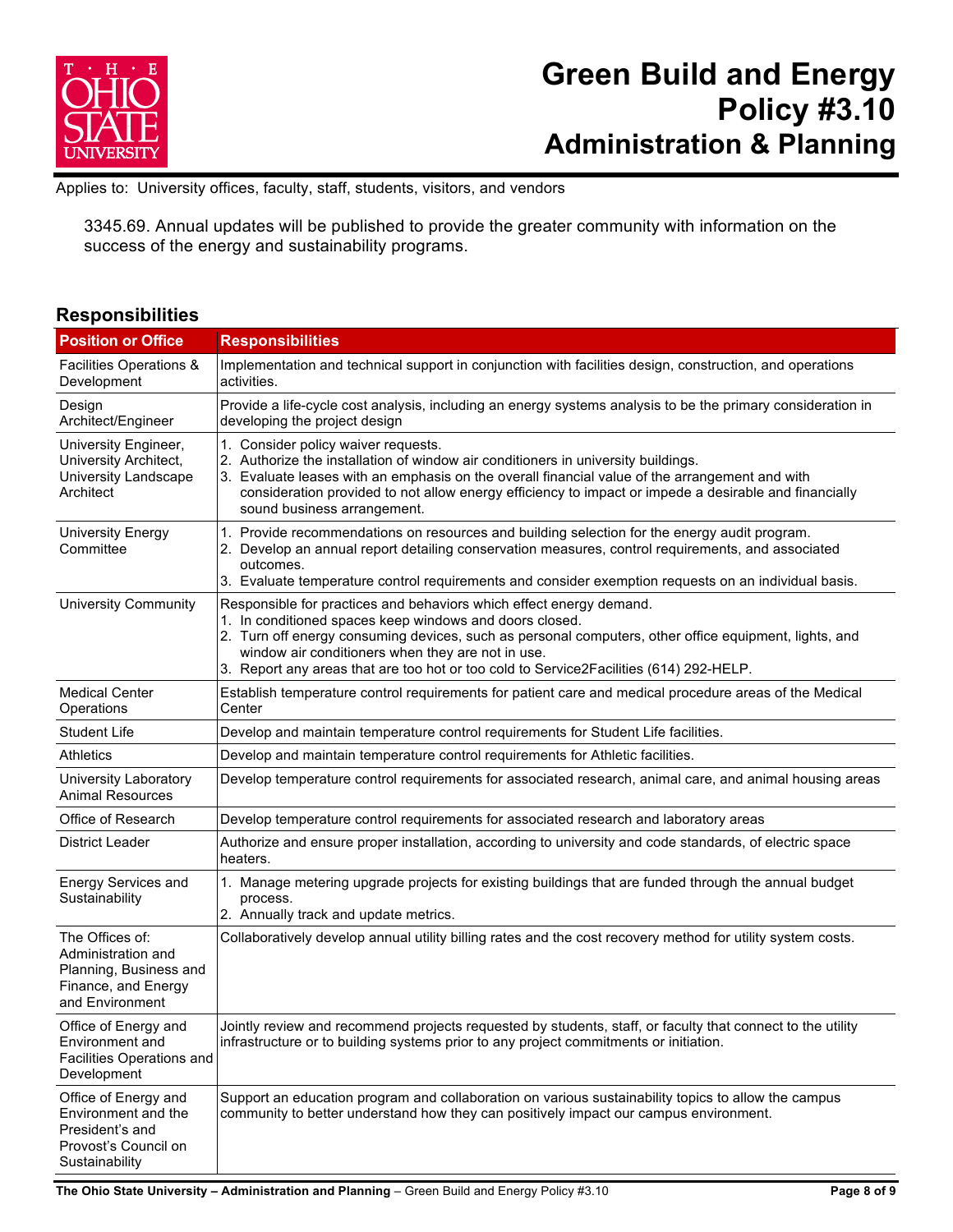3345.69. Annual updates will be published to provide the greater community with information on the success of the energy and sustainability programs.

## Responsibilities

| Position or Office | Responsibilities |
|---|---|
| Facilities Operations & Development | Implementation and technical support in conjunction with facilities design, construction, and operations activities. |
| Design Architect/Engineer | Provide a life-cycle cost analysis, including an energy systems analysis to be the primary consideration in developing the project design |
| University Engineer, University Architect, University Landscape Architect | 1. Consider policy waiver requests.<br>2. Authorize the installation of window air conditioners in university buildings.<br>3. Evaluate leases with an emphasis on the overall financial value of the arrangement and with consideration provided to not allow energy efficiency to impact or impede a desirable and financially sound business arrangement. |
| University Energy Committee | 1. Provide recommendations on resources and building selection for the energy audit program.<br>2. Develop an annual report detailing conservation measures, control requirements, and associated outcomes.<br>3. Evaluate temperature control requirements and consider exemption requests on an individual basis. |
| University Community | Responsible for practices and behaviors which effect energy demand.<br>1. In conditioned spaces keep windows and doors closed.<br>2. Turn off energy consuming devices, such as personal computers, other office equipment, lights, and window air conditioners when they are not in use.<br>3. Report any areas that are too hot or too cold to Service2Facilities (614) 292-HELP. |
| Medical Center Operations | Establish temperature control requirements for patient care and medical procedure areas of the Medical Center |
| Student Life | Develop and maintain temperature control requirements for Student Life facilities. |
| Athletics | Develop and maintain temperature control requirements for Athletic facilities. |
| University Laboratory Animal Resources | Develop temperature control requirements for associated research, animal care, and animal housing areas |
| Office of Research | Develop temperature control requirements for associated research and laboratory areas |
| District Leader | Authorize and ensure proper installation, according to university and code standards, of electric space heaters. |
| Energy Services and Sustainability | 1. Manage metering upgrade projects for existing buildings that are funded through the annual budget process.<br>2. Annually track and update metrics. |
| The Offices of: Administration and Planning, Business and Finance, and Energy and Environment | Collaboratively develop annual utility billing rates and the cost recovery method for utility system costs. |
| Office of Energy and Environment and Facilities Operations and Development | Jointly review and recommend projects requested by students, staff, or faculty that connect to the utility infrastructure or to building systems prior to any project commitments or initiation. |
| Office of Energy and Environment and the President's and Provost's Council on Sustainability | Support an education program and collaboration on various sustainability topics to allow the campus community to better understand how they can positively impact our campus environment. |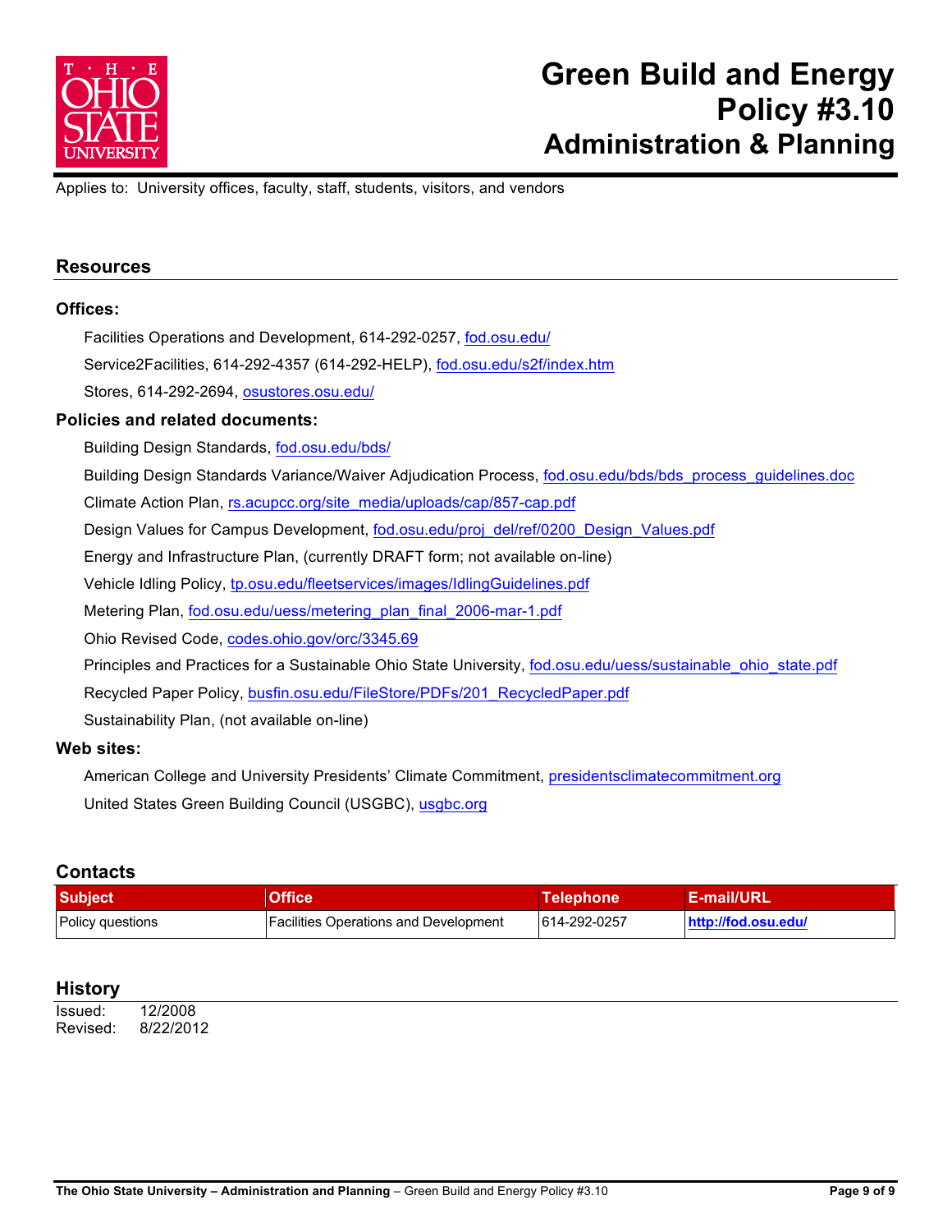# Green Build and Energy Policy #3.10
## Administration & Planning

Applies to: University offices, faculty, staff, students, visitors, and vendors

## Resources

### Offices:

Facilities Operations and Development, 614-292-0257, fod.osu.edu/

Service2Facilities, 614-292-4357 (614-292-HELP), fod.osu.edu/s2f/index.htm

Stores, 614-292-2694, osustores.osu.edu/

### Policies and related documents:

Building Design Standards, fod.osu.edu/bds/

Building Design Standards Variance/Waiver Adjudication Process, fod.osu.edu/bds/bds_process_guidelines.doc

Climate Action Plan, rs.acupcc.org/site_media/uploads/cap/857-cap.pdf

Design Values for Campus Development, fod.osu.edu/proj_del/ref/0200_Design_Values.pdf

Energy and Infrastructure Plan, (currently DRAFT form; not available on-line)

Vehicle Idling Policy, tp.osu.edu/fleetservices/images/IdlingGuidelines.pdf

Metering Plan, fod.osu.edu/uess/metering_plan_final_2006-mar-1.pdf

Ohio Revised Code, codes.ohio.gov/orc/3345.69

Principles and Practices for a Sustainable Ohio State University, fod.osu.edu/uess/sustainable_ohio_state.pdf

Recycled Paper Policy, busfin.osu.edu/FileStore/PDFs/201_RecycledPaper.pdf

Sustainability Plan, (not available on-line)

### Web sites:

American College and University Presidents' Climate Commitment, presidentsclimatecommitment.org

United States Green Building Council (USGBC), usgbc.org

## Contacts

| Subject | Office | Telephone | E-mail/URL |
|---|---|---|---|
| Policy questions | Facilities Operations and Development | 614-292-0257 | **http://fod.osu.edu/** |

## History

Issued: 12/2008
Revised: 8/22/2012